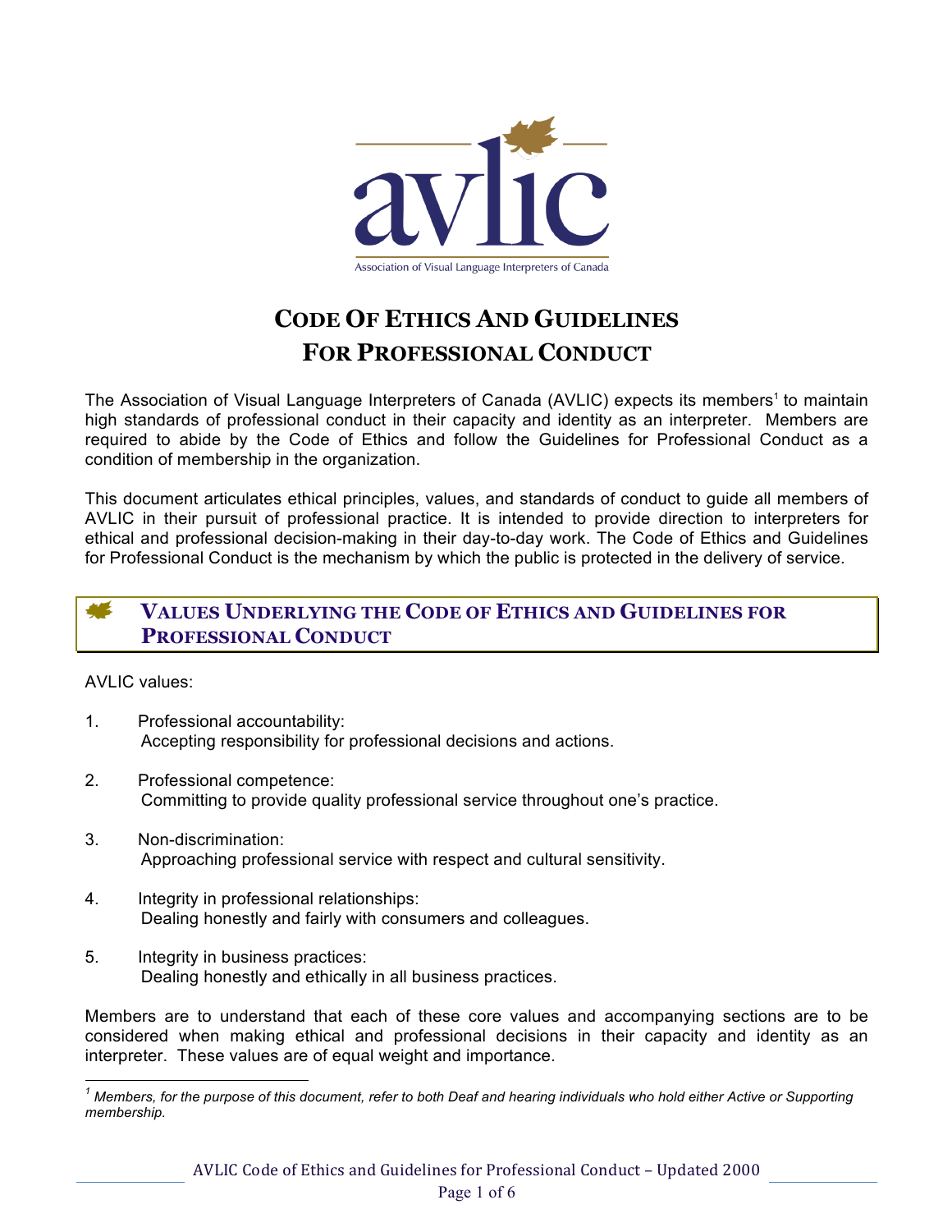avlic

Association of Visual Language Interpreters of Canada

# CODE OF ETHICS AND GUIDELINES FOR PROFESSIONAL CONDUCT

The Association of Visual Language Interpreters of Canada (AVLIC) expects its members[1] to maintain high standards of professional conduct in their capacity and identity as an interpreter. Members are required to abide by the Code of Ethics and follow the Guidelines for Professional Conduct as a condition of membership in the organization.

This document articulates ethical principles, values, and standards of conduct to guide all members of AVLIC in their pursuit of professional practice. It is intended to provide direction to interpreters for ethical and professional decision-making in their day-to-day work. The Code of Ethics and Guidelines for Professional Conduct is the mechanism by which the public is protected in the delivery of service.

## VALUES UNDERLYING THE CODE OF ETHICS AND GUIDELINES FOR PROFESSIONAL CONDUCT

AVLIC values:

1. Professional accountability:
   Accepting responsibility for professional decisions and actions.

2. Professional competence:
   Committing to provide quality professional service throughout one's practice.

3. Non-discrimination:
   Approaching professional service with respect and cultural sensitivity.

4. Integrity in professional relationships:
   Dealing honestly and fairly with consumers and colleagues.

5. Integrity in business practices:
   Dealing honestly and ethically in all business practices.

Members are to understand that each of these core values and accompanying sections are to be considered when making ethical and professional decisions in their capacity and identity as an interpreter. These values are of equal weight and importance.

---

*[1] Members, for the purpose of this document, refer to both Deaf and hearing individuals who hold either Active or Supporting membership.*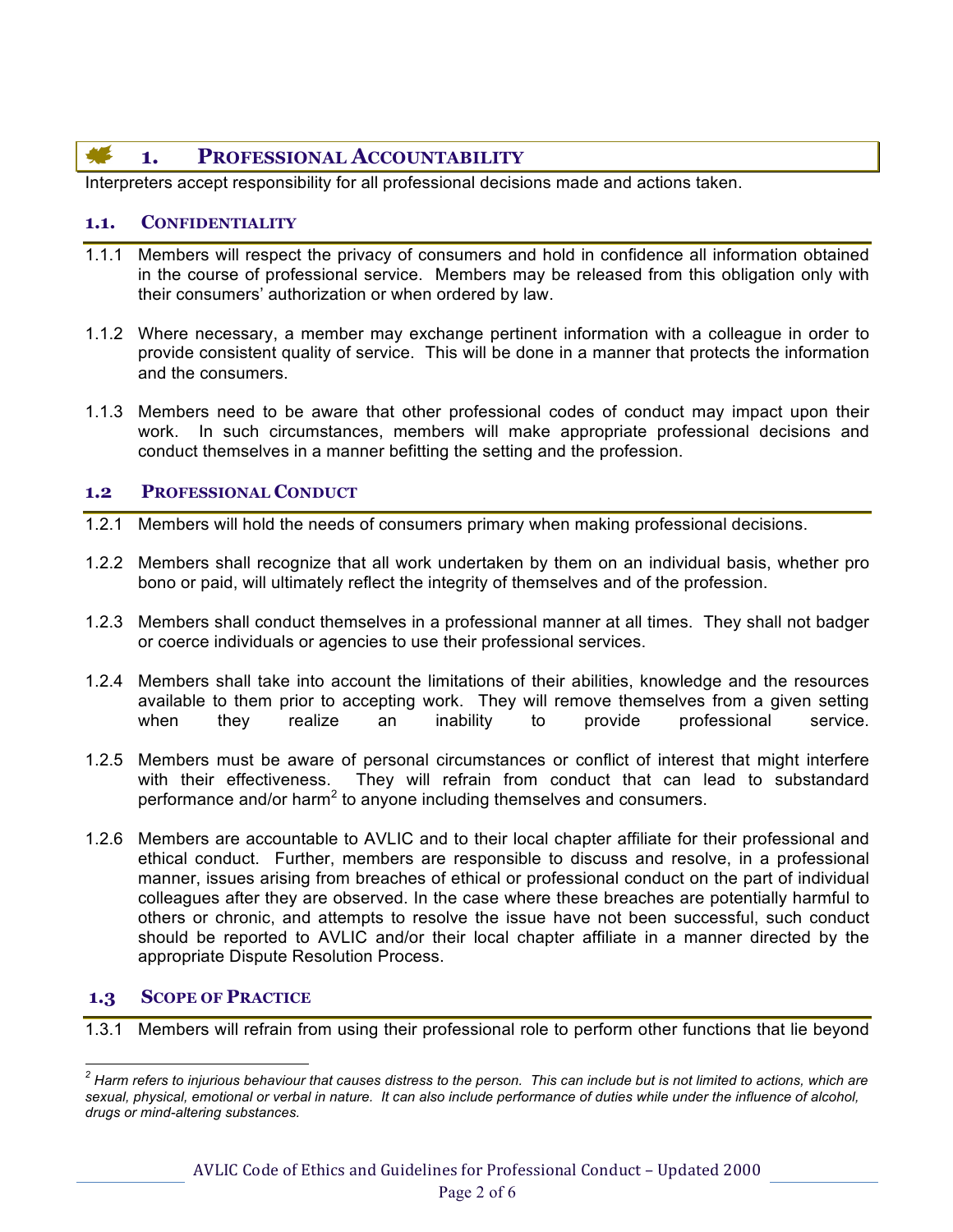## 1. PROFESSIONAL ACCOUNTABILITY

Interpreters accept responsibility for all professional decisions made and actions taken.

### 1.1. CONFIDENTIALITY

1.1.1 Members will respect the privacy of consumers and hold in confidence all information obtained in the course of professional service. Members may be released from this obligation only with their consumers' authorization or when ordered by law.

1.1.2 Where necessary, a member may exchange pertinent information with a colleague in order to provide consistent quality of service. This will be done in a manner that protects the information and the consumers.

1.1.3 Members need to be aware that other professional codes of conduct may impact upon their work. In such circumstances, members will make appropriate professional decisions and conduct themselves in a manner befitting the setting and the profession.

### 1.2 PROFESSIONAL CONDUCT

1.2.1 Members will hold the needs of consumers primary when making professional decisions.

1.2.2 Members shall recognize that all work undertaken by them on an individual basis, whether pro bono or paid, will ultimately reflect the integrity of themselves and of the profession.

1.2.3 Members shall conduct themselves in a professional manner at all times. They shall not badger or coerce individuals or agencies to use their professional services.

1.2.4 Members shall take into account the limitations of their abilities, knowledge and the resources available to them prior to accepting work. They will remove themselves from a given setting when they realize an inability to provide professional service.

1.2.5 Members must be aware of personal circumstances or conflict of interest that might interfere with their effectiveness. They will refrain from conduct that can lead to substandard performance and/or harm[2] to anyone including themselves and consumers.

1.2.6 Members are accountable to AVLIC and to their local chapter affiliate for their professional and ethical conduct. Further, members are responsible to discuss and resolve, in a professional manner, issues arising from breaches of ethical or professional conduct on the part of individual colleagues after they are observed. In the case where these breaches are potentially harmful to others or chronic, and attempts to resolve the issue have not been successful, such conduct should be reported to AVLIC and/or their local chapter affiliate in a manner directed by the appropriate Dispute Resolution Process.

### 1.3 SCOPE OF PRACTICE

1.3.1 Members will refrain from using their professional role to perform other functions that lie beyond

---

*[2] Harm refers to injurious behaviour that causes distress to the person. This can include but is not limited to actions, which are sexual, physical, emotional or verbal in nature. It can also include performance of duties while under the influence of alcohol, drugs or mind-altering substances.*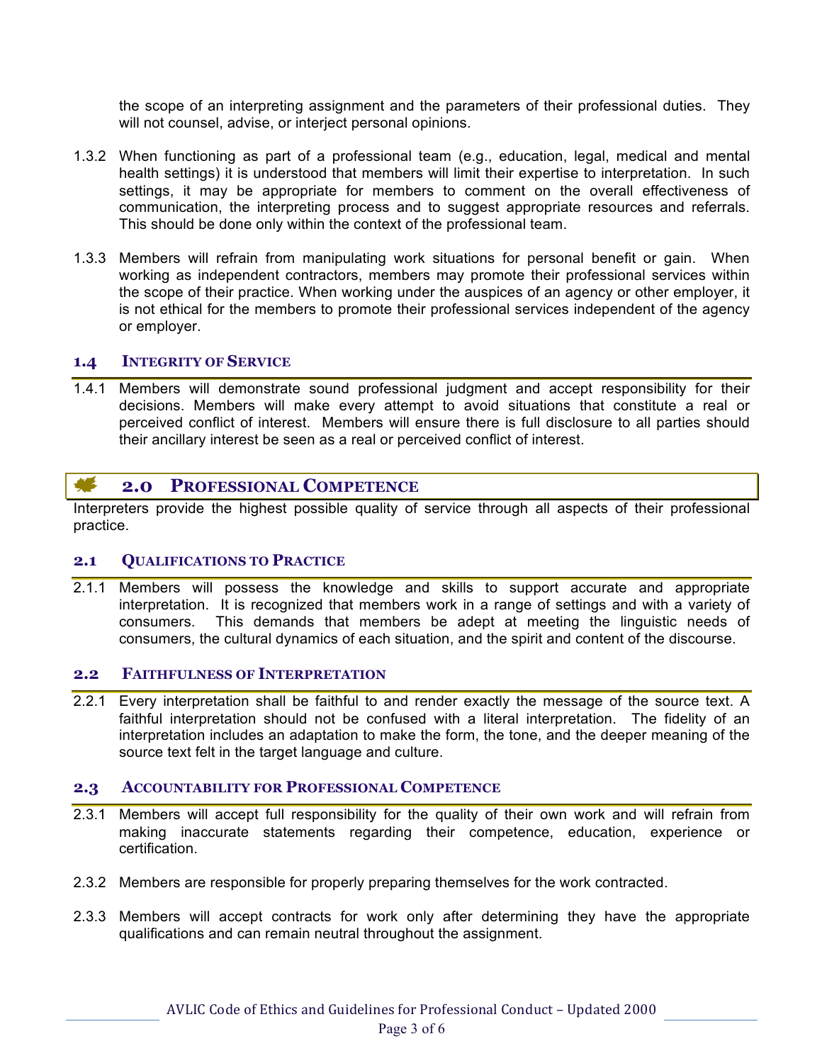the scope of an interpreting assignment and the parameters of their professional duties. They will not counsel, advise, or interject personal opinions.

1.3.2 When functioning as part of a professional team (e.g., education, legal, medical and mental health settings) it is understood that members will limit their expertise to interpretation. In such settings, it may be appropriate for members to comment on the overall effectiveness of communication, the interpreting process and to suggest appropriate resources and referrals. This should be done only within the context of the professional team.

1.3.3 Members will refrain from manipulating work situations for personal benefit or gain. When working as independent contractors, members may promote their professional services within the scope of their practice. When working under the auspices of an agency or other employer, it is not ethical for the members to promote their professional services independent of the agency or employer.

### 1.4 Integrity of Service

1.4.1 Members will demonstrate sound professional judgment and accept responsibility for their decisions. Members will make every attempt to avoid situations that constitute a real or perceived conflict of interest. Members will ensure there is full disclosure to all parties should their ancillary interest be seen as a real or perceived conflict of interest.

## 2.0 Professional Competence

Interpreters provide the highest possible quality of service through all aspects of their professional practice.

### 2.1 Qualifications to Practice

2.1.1 Members will possess the knowledge and skills to support accurate and appropriate interpretation. It is recognized that members work in a range of settings and with a variety of consumers. This demands that members be adept at meeting the linguistic needs of consumers, the cultural dynamics of each situation, and the spirit and content of the discourse.

### 2.2 Faithfulness of Interpretation

2.2.1 Every interpretation shall be faithful to and render exactly the message of the source text. A faithful interpretation should not be confused with a literal interpretation. The fidelity of an interpretation includes an adaptation to make the form, the tone, and the deeper meaning of the source text felt in the target language and culture.

### 2.3 Accountability for Professional Competence

2.3.1 Members will accept full responsibility for the quality of their own work and will refrain from making inaccurate statements regarding their competence, education, experience or certification.

2.3.2 Members are responsible for properly preparing themselves for the work contracted.

2.3.3 Members will accept contracts for work only after determining they have the appropriate qualifications and can remain neutral throughout the assignment.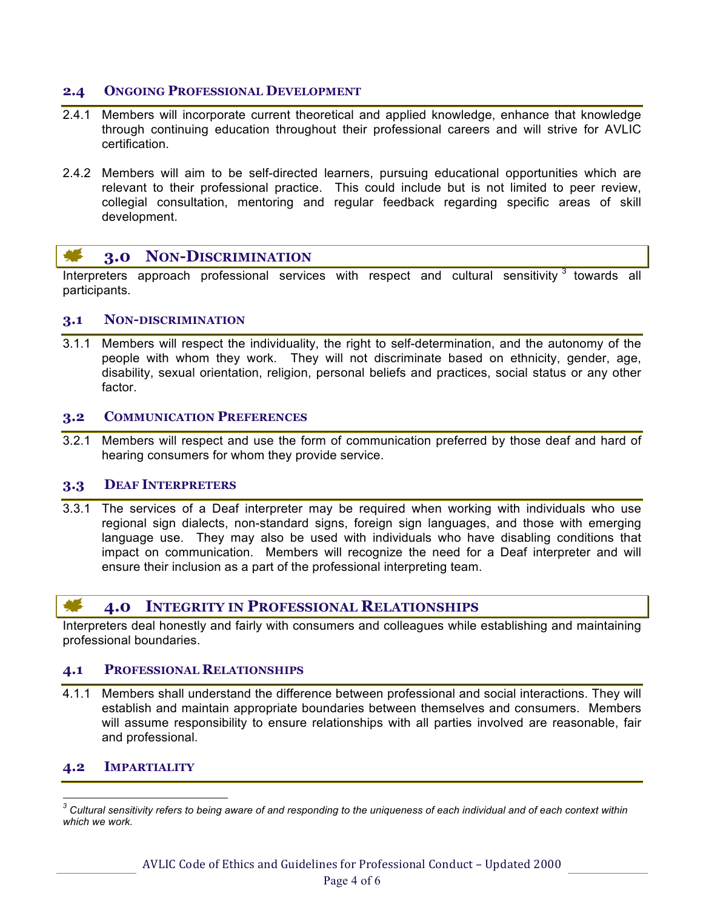### 2.4 Ongoing Professional Development

2.4.1 Members will incorporate current theoretical and applied knowledge, enhance that knowledge through continuing education throughout their professional careers and will strive for AVLIC certification.

2.4.2 Members will aim to be self-directed learners, pursuing educational opportunities which are relevant to their professional practice. This could include but is not limited to peer review, collegial consultation, mentoring and regular feedback regarding specific areas of skill development.

## 3.0 Non-Discrimination

Interpreters approach professional services with respect and cultural sensitivity [3] towards all participants.

### 3.1 Non-discrimination

3.1.1 Members will respect the individuality, the right to self-determination, and the autonomy of the people with whom they work. They will not discriminate based on ethnicity, gender, age, disability, sexual orientation, religion, personal beliefs and practices, social status or any other factor.

### 3.2 Communication Preferences

3.2.1 Members will respect and use the form of communication preferred by those deaf and hard of hearing consumers for whom they provide service.

### 3.3 Deaf Interpreters

3.3.1 The services of a Deaf interpreter may be required when working with individuals who use regional sign dialects, non-standard signs, foreign sign languages, and those with emerging language use. They may also be used with individuals who have disabling conditions that impact on communication. Members will recognize the need for a Deaf interpreter and will ensure their inclusion as a part of the professional interpreting team.

## 4.0 Integrity in Professional Relationships

Interpreters deal honestly and fairly with consumers and colleagues while establishing and maintaining professional boundaries.

### 4.1 Professional Relationships

4.1.1 Members shall understand the difference between professional and social interactions. They will establish and maintain appropriate boundaries between themselves and consumers. Members will assume responsibility to ensure relationships with all parties involved are reasonable, fair and professional.

### 4.2 Impartiality

[3] *Cultural sensitivity refers to being aware of and responding to the uniqueness of each individual and of each context within which we work.*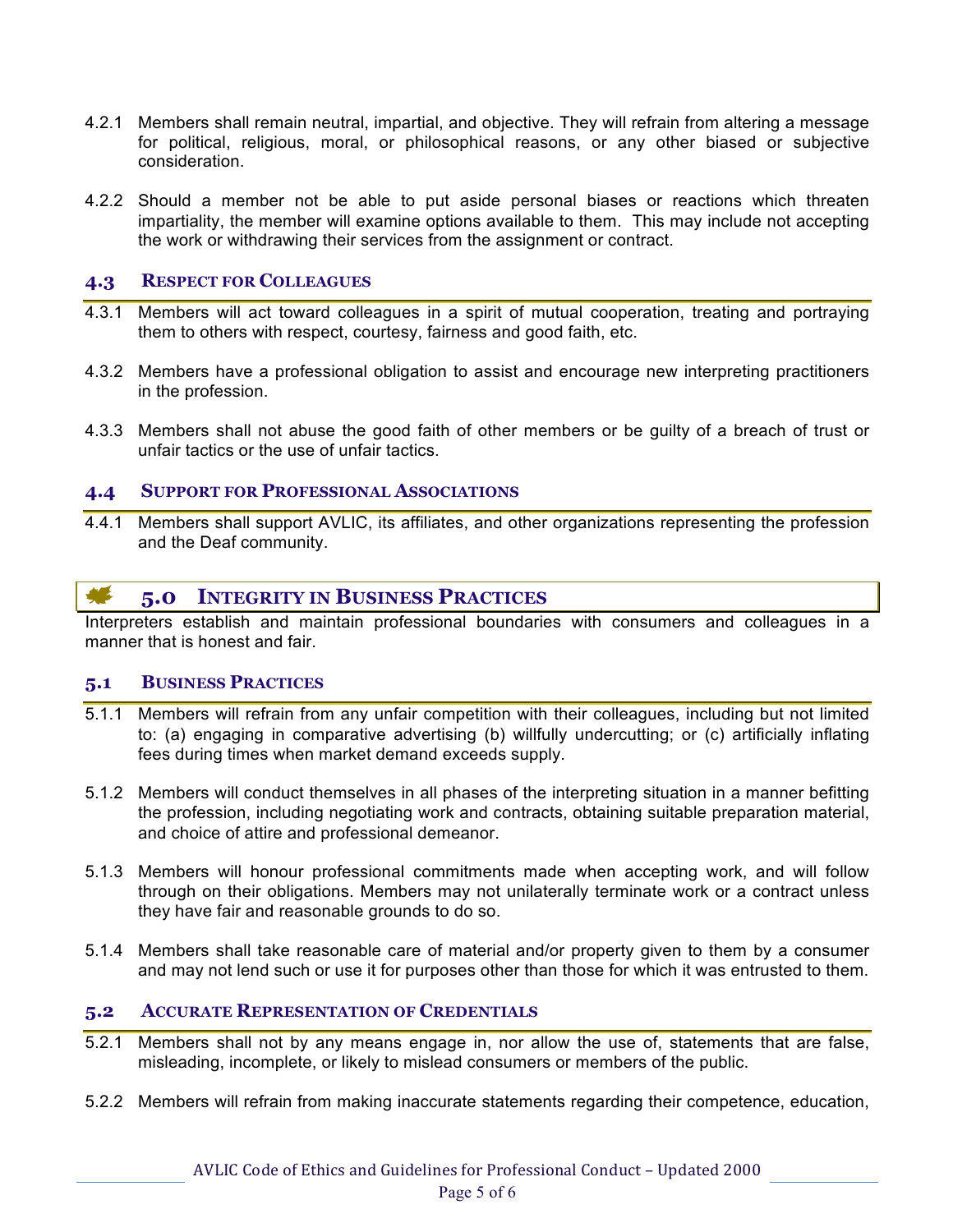4.2.1 Members shall remain neutral, impartial, and objective. They will refrain from altering a message for political, religious, moral, or philosophical reasons, or any other biased or subjective consideration.

4.2.2 Should a member not be able to put aside personal biases or reactions which threaten impartiality, the member will examine options available to them. This may include not accepting the work or withdrawing their services from the assignment or contract.

### 4.3 Respect for Colleagues

4.3.1 Members will act toward colleagues in a spirit of mutual cooperation, treating and portraying them to others with respect, courtesy, fairness and good faith, etc.

4.3.2 Members have a professional obligation to assist and encourage new interpreting practitioners in the profession.

4.3.3 Members shall not abuse the good faith of other members or be guilty of a breach of trust or unfair tactics or the use of unfair tactics.

### 4.4 Support for Professional Associations

4.4.1 Members shall support AVLIC, its affiliates, and other organizations representing the profession and the Deaf community.

## 5.0 Integrity in Business Practices

Interpreters establish and maintain professional boundaries with consumers and colleagues in a manner that is honest and fair.

### 5.1 Business Practices

5.1.1 Members will refrain from any unfair competition with their colleagues, including but not limited to: (a) engaging in comparative advertising (b) willfully undercutting; or (c) artificially inflating fees during times when market demand exceeds supply.

5.1.2 Members will conduct themselves in all phases of the interpreting situation in a manner befitting the profession, including negotiating work and contracts, obtaining suitable preparation material, and choice of attire and professional demeanor.

5.1.3 Members will honour professional commitments made when accepting work, and will follow through on their obligations. Members may not unilaterally terminate work or a contract unless they have fair and reasonable grounds to do so.

5.1.4 Members shall take reasonable care of material and/or property given to them by a consumer and may not lend such or use it for purposes other than those for which it was entrusted to them.

### 5.2 Accurate Representation of Credentials

5.2.1 Members shall not by any means engage in, nor allow the use of, statements that are false, misleading, incomplete, or likely to mislead consumers or members of the public.

5.2.2 Members will refrain from making inaccurate statements regarding their competence, education,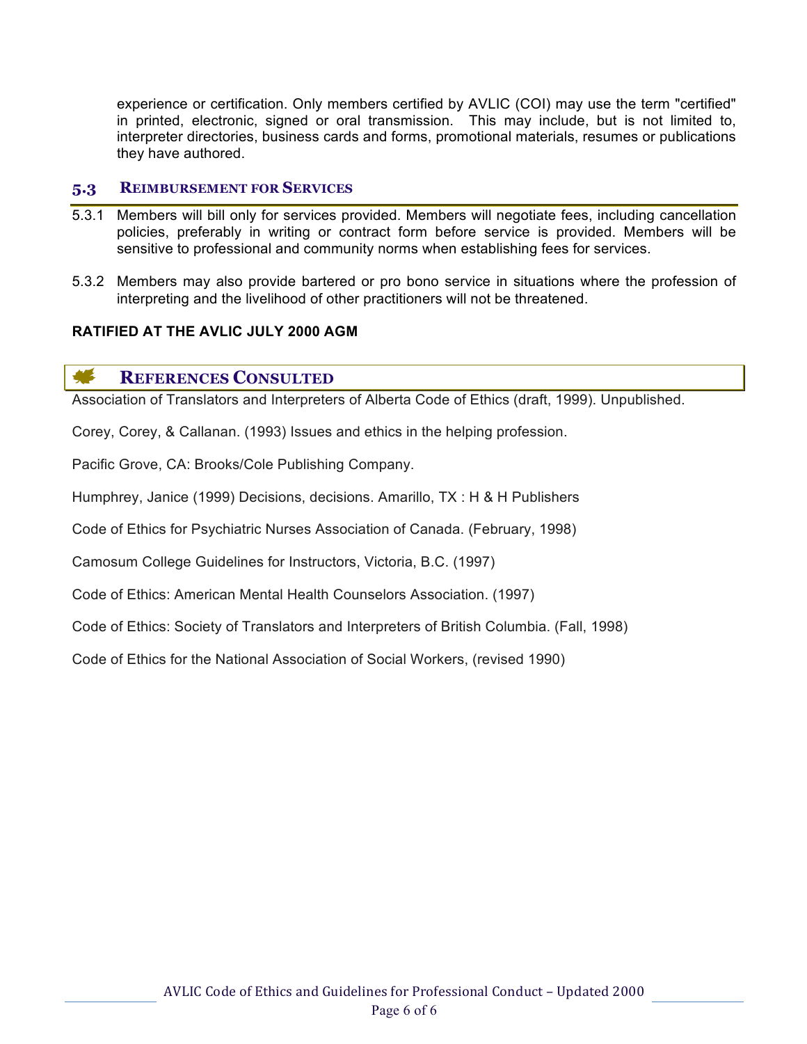experience or certification. Only members certified by AVLIC (COI) may use the term "certified" in printed, electronic, signed or oral transmission. This may include, but is not limited to, interpreter directories, business cards and forms, promotional materials, resumes or publications they have authored.

### 5.3 REIMBURSEMENT FOR SERVICES

5.3.1 Members will bill only for services provided. Members will negotiate fees, including cancellation policies, preferably in writing or contract form before service is provided. Members will be sensitive to professional and community norms when establishing fees for services.

5.3.2 Members may also provide bartered or pro bono service in situations where the profession of interpreting and the livelihood of other practitioners will not be threatened.

**RATIFIED AT THE AVLIC JULY 2000 AGM**

## REFERENCES CONSULTED

Association of Translators and Interpreters of Alberta Code of Ethics (draft, 1999). Unpublished.

Corey, Corey, & Callanan. (1993) Issues and ethics in the helping profession.

Pacific Grove, CA: Brooks/Cole Publishing Company.

Humphrey, Janice (1999) Decisions, decisions. Amarillo, TX : H & H Publishers

Code of Ethics for Psychiatric Nurses Association of Canada. (February, 1998)

Camosum College Guidelines for Instructors, Victoria, B.C. (1997)

Code of Ethics: American Mental Health Counselors Association. (1997)

Code of Ethics: Society of Translators and Interpreters of British Columbia. (Fall, 1998)

Code of Ethics for the National Association of Social Workers, (revised 1990)